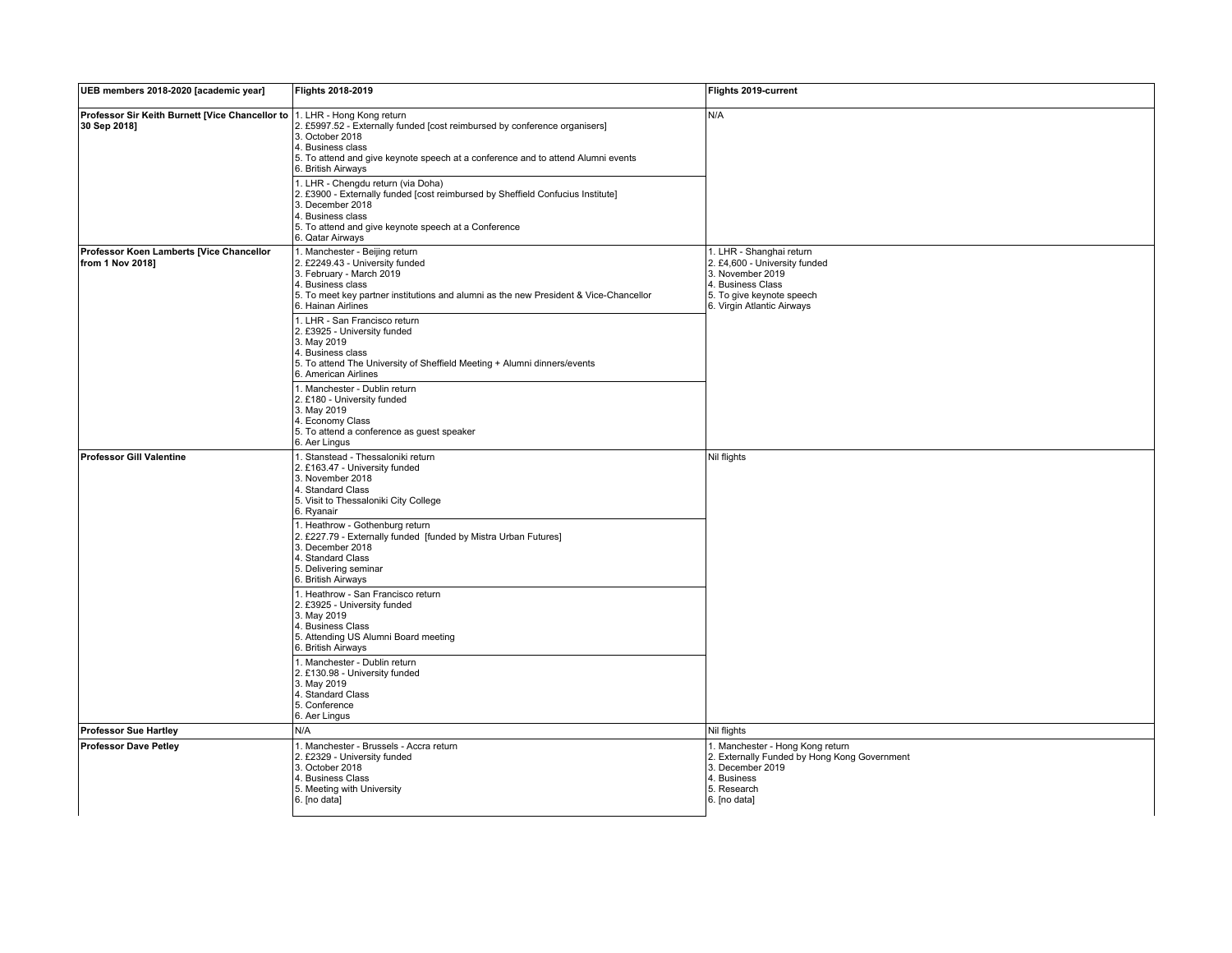| UEB members 2018-2020 [academic year] | Flights 2018-2019 | Flights 2019-current |
|---|---|---|
| **Professor Sir Keith Burnett [Vice Chancellor to 30 Sep 2018]** | 1. LHR - Hong Kong return<br>2. £5997.52 - Externally funded [cost reimbursed by conference organisers]<br>3. October 2018<br>4. Business class<br>5. To attend and give keynote speech at a conference and to attend Alumni events<br>6. British Airways | N/A |
| | 1. LHR - Chengdu return (via Doha)<br>2. £3900 - Externally funded [cost reimbursed by Sheffield Confucius Institute]<br>3. December 2018<br>4. Business class<br>5. To attend and give keynote speech at a Conference<br>6. Qatar Airways | |
| **Professor Koen Lamberts [Vice Chancellor from 1 Nov 2018]** | 1. Manchester - Beijing return<br>2. £2249.43 - University funded<br>3. February - March 2019<br>4. Business class<br>5. To meet key partner institutions and alumni as the new President & Vice-Chancellor<br>6. Hainan Airlines | 1. LHR - Shanghai return<br>2. £4,600 - University funded<br>3. November 2019<br>4. Business Class<br>5. To give keynote speech<br>6. Virgin Atlantic Airways |
| | 1. LHR - San Francisco return<br>2. £3925 - University funded<br>3. May 2019<br>4. Business class<br>5. To attend The University of Sheffield Meeting + Alumni dinners/events<br>6. American Airlines | |
| | 1. Manchester - Dublin return<br>2. £180 - University funded<br>3. May 2019<br>4. Economy Class<br>5. To attend a conference as guest speaker<br>6. Aer Lingus | |
| **Professor Gill Valentine** | 1. Stanstead - Thessaloniki return<br>2. £163.47 - University funded<br>3. November 2018<br>4. Standard Class<br>5. Visit to Thessaloniki City College<br>6. Ryanair | Nil flights |
| | 1. Heathrow - Gothenburg return<br>2. £227.79 - Externally funded [funded by Mistra Urban Futures]<br>3. December 2018<br>4. Standard Class<br>5. Delivering seminar<br>6. British Airways | |
| | 1. Heathrow - San Francisco return<br>2. £3925 - University funded<br>3. May 2019<br>4. Business Class<br>5. Attending US Alumni Board meeting<br>6. British Airways | |
| | 1. Manchester - Dublin return<br>2. £130.98 - University funded<br>3. May 2019<br>4. Standard Class<br>5. Conference<br>6. Aer Lingus | |
| **Professor Sue Hartley** | N/A | Nil flights |
| **Professor Dave Petley** | 1. Manchester - Brussels - Accra return<br>2. £2329 - University funded<br>3. October 2018<br>4. Business Class<br>5. Meeting with University<br>6. [no data] | 1. Manchester - Hong Kong return<br>2. Externally Funded by Hong Kong Government<br>3. December 2019<br>4. Business<br>5. Research<br>6. [no data] |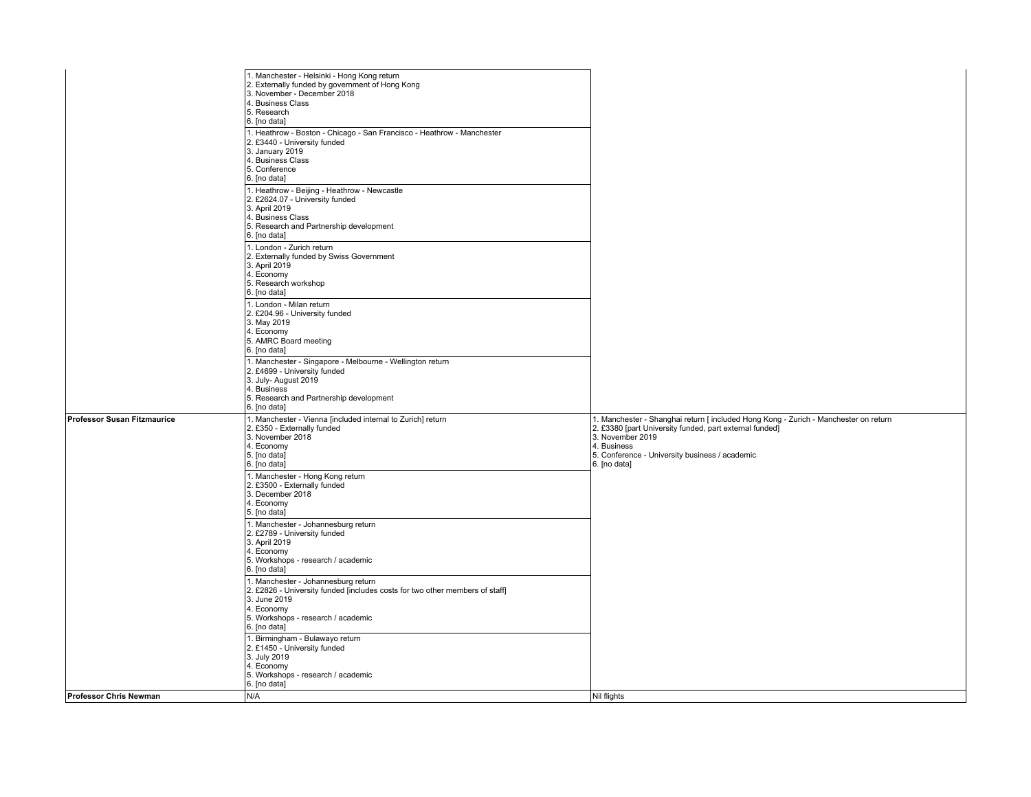| | | |
|---|---|---|
| | 1. Manchester - Helsinki - Hong Kong return<br>2. Externally funded by government of Hong Kong<br>3. November - December 2018<br>4. Business Class<br>5. Research<br>6. [no data] | |
| | 1. Heathrow - Boston - Chicago - San Francisco - Heathrow - Manchester<br>2. £3440 - University funded<br>3. January 2019<br>4. Business Class<br>5. Conference<br>6. [no data] | |
| | 1. Heathrow - Beijing - Heathrow - Newcastle<br>2. £2624.07 - University funded<br>3. April 2019<br>4. Business Class<br>5. Research and Partnership development<br>6. [no data] | |
| | 1. London - Zurich return<br>2. Externally funded by Swiss Government<br>3. April 2019<br>4. Economy<br>5. Research workshop<br>6. [no data] | |
| | 1. London - Milan return<br>2. £204.96 - University funded<br>3. May 2019<br>4. Economy<br>5. AMRC Board meeting<br>6. [no data] | |
| | 1. Manchester - Singapore - Melbourne - Wellington return<br>2. £4699 - University funded<br>3. July- August 2019<br>4. Business<br>5. Research and Partnership development<br>6. [no data] | |
| **Professor Susan Fitzmaurice** | 1. Manchester - Vienna [included internal to Zurich] return<br>2. £350 - Externally funded<br>3. November 2018<br>4. Economy<br>5. [no data]<br>6. [no data] | 1. Manchester - Shanghai return [ included Hong Kong - Zurich - Manchester on return<br>2. £3380 [part University funded, part external funded]<br>3. November 2019<br>4. Business<br>5. Conference - University business / academic<br>6. [no data] |
| | 1. Manchester - Hong Kong return<br>2. £3500 - Externally funded<br>3. December 2018<br>4. Economy<br>5. [no data] | |
| | 1. Manchester - Johannesburg return<br>2. £2789 - University funded<br>3. April 2019<br>4. Economy<br>5. Workshops - research / academic<br>6. [no data] | |
| | 1. Manchester - Johannesburg return<br>2. £2826 - University funded [includes costs for two other members of staff]<br>3. June 2019<br>4. Economy<br>5. Workshops - research / academic<br>6. [no data] | |
| | 1. Birmingham - Bulawayo return<br>2. £1450 - University funded<br>3. July 2019<br>4. Economy<br>5. Workshops - research / academic<br>6. [no data] | |
| **Professor Chris Newman** | N/A | Nil flights |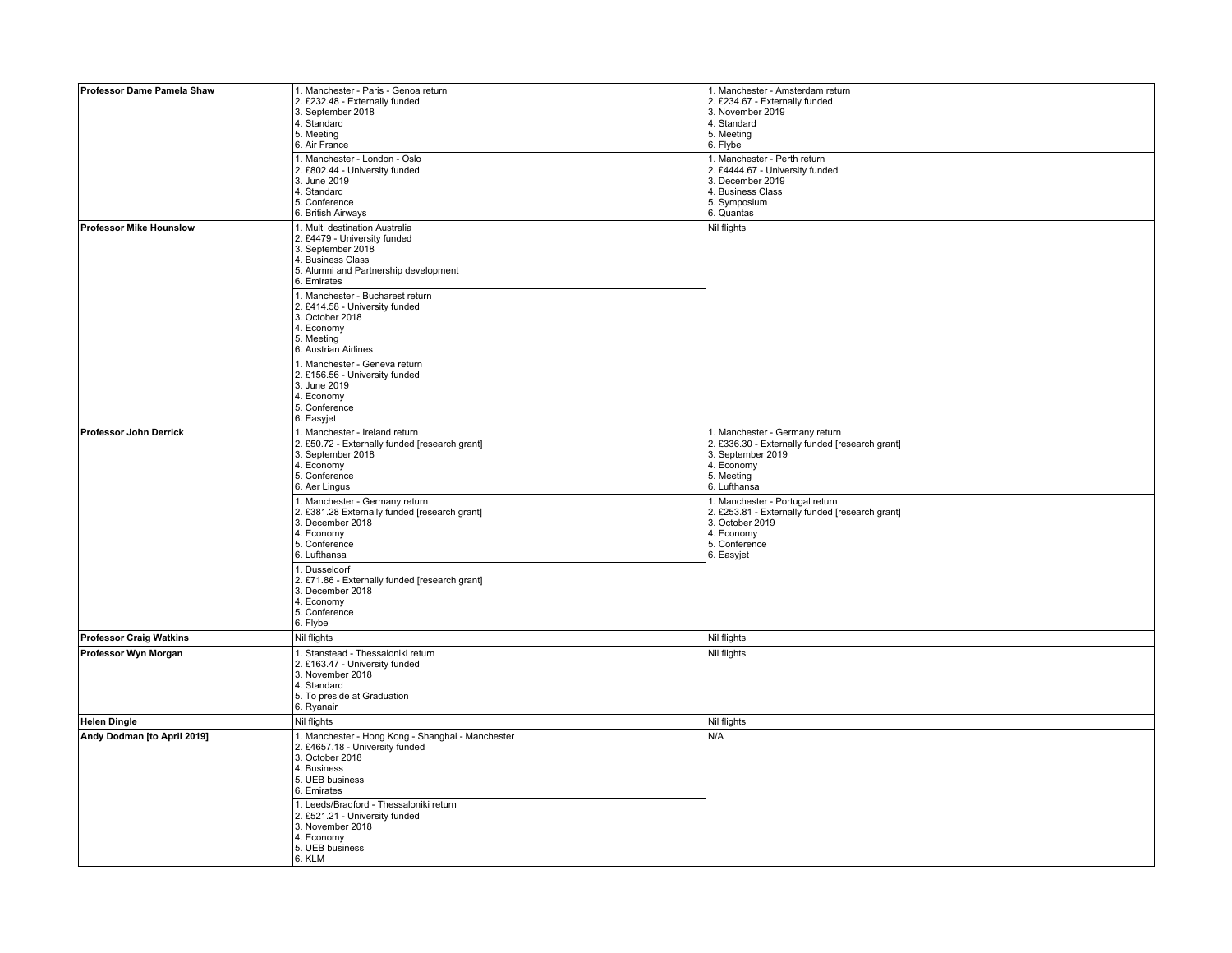| | | |
|---|---|---|
| **Professor Dame Pamela Shaw** | 1. Manchester - Paris - Genoa return<br>2. £232.48 - Externally funded<br>3. September 2018<br>4. Standard<br>5. Meeting<br>6. Air France | 1. Manchester - Amsterdam return<br>2. £234.67 - Externally funded<br>3. November 2019<br>4. Standard<br>5. Meeting<br>6. Flybe |
| | 1. Manchester - London - Oslo<br>2. £802.44 - University funded<br>3. June 2019<br>4. Standard<br>5. Conference<br>6. British Airways | 1. Manchester - Perth return<br>2. £4444.67 - University funded<br>3. December 2019<br>4. Business Class<br>5. Symposium<br>6. Quantas |
| **Professor Mike Hounslow** | 1. Multi destination Australia<br>2. £4479 - University funded<br>3. September 2018<br>4. Business Class<br>5. Alumni and Partnership development<br>6. Emirates | Nil flights |
| | 1. Manchester - Bucharest return<br>2. £414.58 - University funded<br>3. October 2018<br>4. Economy<br>5. Meeting<br>6. Austrian Airlines | |
| | 1. Manchester - Geneva return<br>2. £156.56 - University funded<br>3. June 2019<br>4. Economy<br>5. Conference<br>6. Easyjet | |
| **Professor John Derrick** | 1. Manchester - Ireland return<br>2. £50.72 - Externally funded [research grant]<br>3. September 2018<br>4. Economy<br>5. Conference<br>6. Aer Lingus | 1. Manchester - Germany return<br>2. £336.30 - Externally funded [research grant]<br>3. September 2019<br>4. Economy<br>5. Meeting<br>6. Lufthansa |
| | 1. Manchester - Germany return<br>2. £381.28 Externally funded [research grant]<br>3. December 2018<br>4. Economy<br>5. Conference<br>6. Lufthansa | 1. Manchester - Portugal return<br>2. £253.81 - Externally funded [research grant]<br>3. October 2019<br>4. Economy<br>5. Conference<br>6. Easyjet |
| | 1. Dusseldorf<br>2. £71.86 - Externally funded [research grant]<br>3. December 2018<br>4. Economy<br>5. Conference<br>6. Flybe | |
| **Professor Craig Watkins** | Nil flights | Nil flights |
| **Professor Wyn Morgan** | 1. Stanstead - Thessaloniki return<br>2. £163.47 - University funded<br>3. November 2018<br>4. Standard<br>5. To preside at Graduation<br>6. Ryanair | Nil flights |
| **Helen Dingle** | Nil flights | Nil flights |
| **Andy Dodman [to April 2019]** | 1. Manchester - Hong Kong - Shanghai - Manchester<br>2. £4657.18 - University funded<br>3. October 2018<br>4. Business<br>5. UEB business<br>6. Emirates | N/A |
| | 1. Leeds/Bradford - Thessaloniki return<br>2. £521.21 - University funded<br>3. November 2018<br>4. Economy<br>5. UEB business<br>6. KLM | |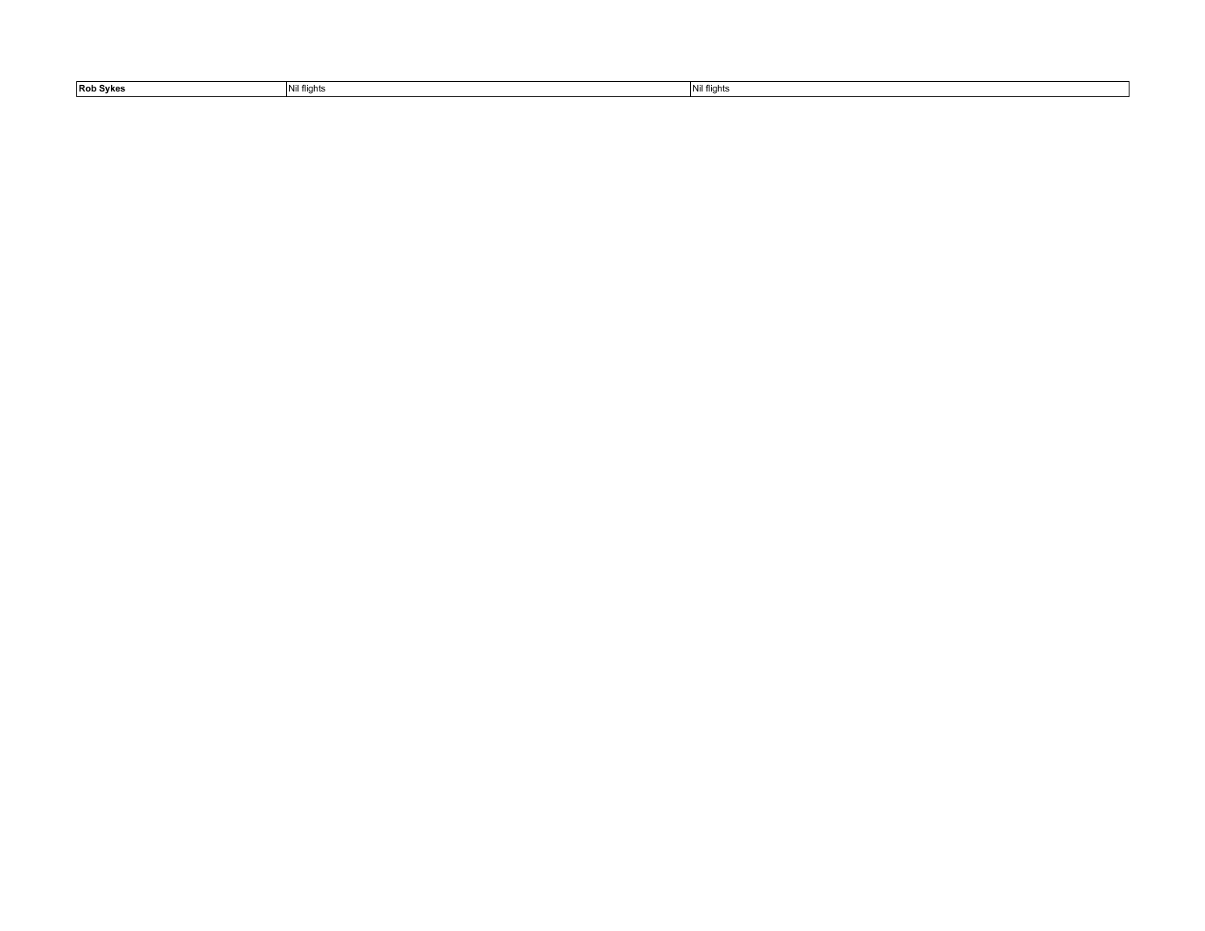| | | |
|---|---|---|
| **Rob Sykes** | Nil flights | Nil flights |